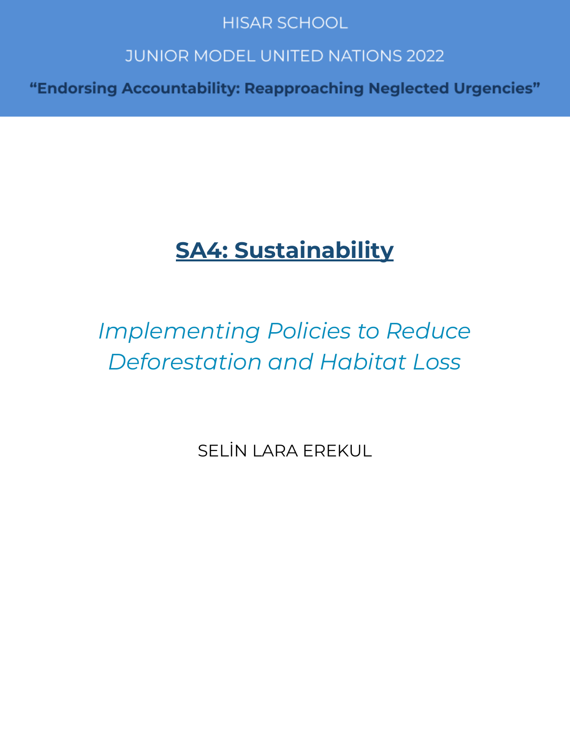HISAR SCHOOL

JUNIOR MODEL UNITED NATIONS 2022

**“Endorsing Accountability: Reapproaching Neglected Urgencies”**

# SA4: Sustainability

## *Implementing Policies to Reduce Deforestation and Habitat Loss*

SELİN LARA EREKUL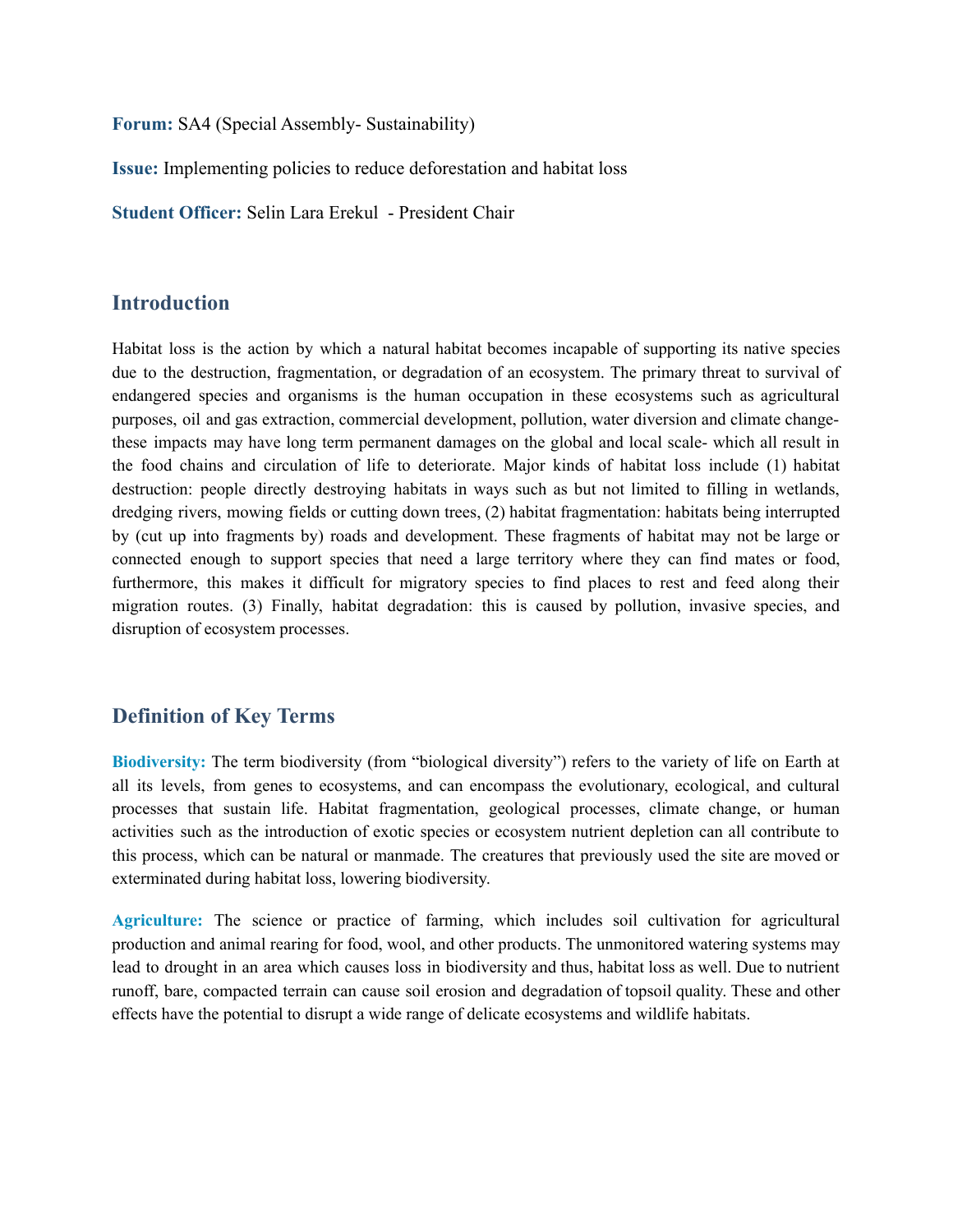**Forum:** SA4 (Special Assembly- Sustainability)

**Issue:** Implementing policies to reduce deforestation and habitat loss

**Student Officer:** Selin Lara Erekul - President Chair

## Introduction

Habitat loss is the action by which a natural habitat becomes incapable of supporting its native species due to the destruction, fragmentation, or degradation of an ecosystem. The primary threat to survival of endangered species and organisms is the human occupation in these ecosystems such as agricultural purposes, oil and gas extraction, commercial development, pollution, water diversion and climate change- these impacts may have long term permanent damages on the global and local scale- which all result in the food chains and circulation of life to deteriorate. Major kinds of habitat loss include (1) habitat destruction: people directly destroying habitats in ways such as but not limited to filling in wetlands, dredging rivers, mowing fields or cutting down trees, (2) habitat fragmentation: habitats being interrupted by (cut up into fragments by) roads and development. These fragments of habitat may not be large or connected enough to support species that need a large territory where they can find mates or food, furthermore, this makes it difficult for migratory species to find places to rest and feed along their migration routes. (3) Finally, habitat degradation: this is caused by pollution, invasive species, and disruption of ecosystem processes.

## Definition of Key Terms

**Biodiversity:** The term biodiversity (from "biological diversity") refers to the variety of life on Earth at all its levels, from genes to ecosystems, and can encompass the evolutionary, ecological, and cultural processes that sustain life. Habitat fragmentation, geological processes, climate change, or human activities such as the introduction of exotic species or ecosystem nutrient depletion can all contribute to this process, which can be natural or manmade. The creatures that previously used the site are moved or exterminated during habitat loss, lowering biodiversity.

**Agriculture:** The science or practice of farming, which includes soil cultivation for agricultural production and animal rearing for food, wool, and other products. The unmonitored watering systems may lead to drought in an area which causes loss in biodiversity and thus, habitat loss as well. Due to nutrient runoff, bare, compacted terrain can cause soil erosion and degradation of topsoil quality. These and other effects have the potential to disrupt a wide range of delicate ecosystems and wildlife habitats.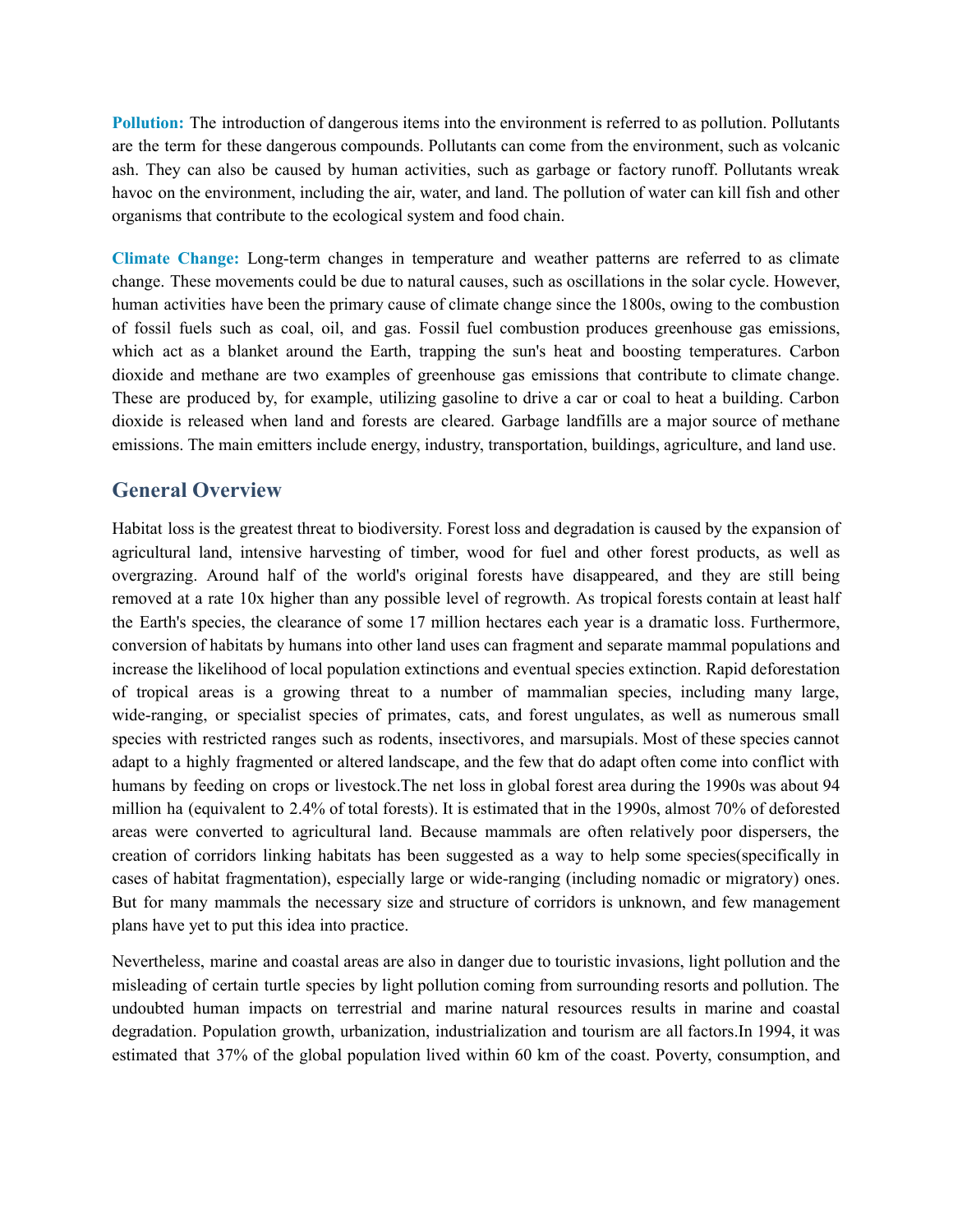**Pollution:** The introduction of dangerous items into the environment is referred to as pollution. Pollutants are the term for these dangerous compounds. Pollutants can come from the environment, such as volcanic ash. They can also be caused by human activities, such as garbage or factory runoff. Pollutants wreak havoc on the environment, including the air, water, and land. The pollution of water can kill fish and other organisms that contribute to the ecological system and food chain.

**Climate Change:** Long-term changes in temperature and weather patterns are referred to as climate change. These movements could be due to natural causes, such as oscillations in the solar cycle. However, human activities have been the primary cause of climate change since the 1800s, owing to the combustion of fossil fuels such as coal, oil, and gas. Fossil fuel combustion produces greenhouse gas emissions, which act as a blanket around the Earth, trapping the sun's heat and boosting temperatures. Carbon dioxide and methane are two examples of greenhouse gas emissions that contribute to climate change. These are produced by, for example, utilizing gasoline to drive a car or coal to heat a building. Carbon dioxide is released when land and forests are cleared. Garbage landfills are a major source of methane emissions. The main emitters include energy, industry, transportation, buildings, agriculture, and land use.

## General Overview

Habitat loss is the greatest threat to biodiversity. Forest loss and degradation is caused by the expansion of agricultural land, intensive harvesting of timber, wood for fuel and other forest products, as well as overgrazing. Around half of the world's original forests have disappeared, and they are still being removed at a rate 10x higher than any possible level of regrowth. As tropical forests contain at least half the Earth's species, the clearance of some 17 million hectares each year is a dramatic loss. Furthermore, conversion of habitats by humans into other land uses can fragment and separate mammal populations and increase the likelihood of local population extinctions and eventual species extinction. Rapid deforestation of tropical areas is a growing threat to a number of mammalian species, including many large, wide-ranging, or specialist species of primates, cats, and forest ungulates, as well as numerous small species with restricted ranges such as rodents, insectivores, and marsupials. Most of these species cannot adapt to a highly fragmented or altered landscape, and the few that do adapt often come into conflict with humans by feeding on crops or livestock.The net loss in global forest area during the 1990s was about 94 million ha (equivalent to 2.4% of total forests). It is estimated that in the 1990s, almost 70% of deforested areas were converted to agricultural land. Because mammals are often relatively poor dispersers, the creation of corridors linking habitats has been suggested as a way to help some species(specifically in cases of habitat fragmentation), especially large or wide-ranging (including nomadic or migratory) ones. But for many mammals the necessary size and structure of corridors is unknown, and few management plans have yet to put this idea into practice.

Nevertheless, marine and coastal areas are also in danger due to touristic invasions, light pollution and the misleading of certain turtle species by light pollution coming from surrounding resorts and pollution. The undoubted human impacts on terrestrial and marine natural resources results in marine and coastal degradation. Population growth, urbanization, industrialization and tourism are all factors.In 1994, it was estimated that 37% of the global population lived within 60 km of the coast. Poverty, consumption, and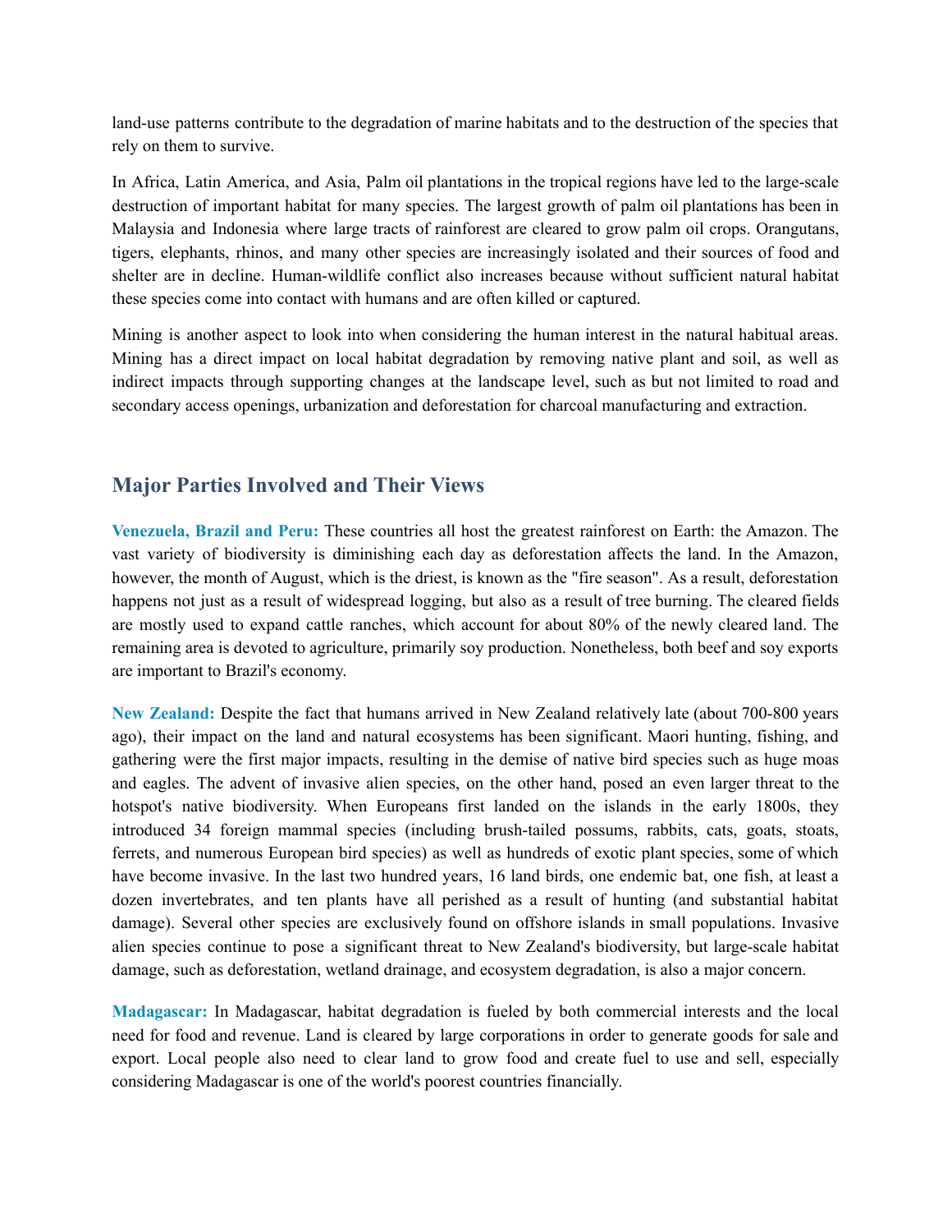land-use patterns contribute to the degradation of marine habitats and to the destruction of the species that rely on them to survive.

In Africa, Latin America, and Asia, Palm oil plantations in the tropical regions have led to the large-scale destruction of important habitat for many species. The largest growth of palm oil plantations has been in Malaysia and Indonesia where large tracts of rainforest are cleared to grow palm oil crops. Orangutans, tigers, elephants, rhinos, and many other species are increasingly isolated and their sources of food and shelter are in decline. Human-wildlife conflict also increases because without sufficient natural habitat these species come into contact with humans and are often killed or captured.

Mining is another aspect to look into when considering the human interest in the natural habitual areas. Mining has a direct impact on local habitat degradation by removing native plant and soil, as well as indirect impacts through supporting changes at the landscape level, such as but not limited to road and secondary access openings, urbanization and deforestation for charcoal manufacturing and extraction.

## Major Parties Involved and Their Views

**Venezuela, Brazil and Peru:** These countries all host the greatest rainforest on Earth: the Amazon. The vast variety of biodiversity is diminishing each day as deforestation affects the land. In the Amazon, however, the month of August, which is the driest, is known as the "fire season". As a result, deforestation happens not just as a result of widespread logging, but also as a result of tree burning. The cleared fields are mostly used to expand cattle ranches, which account for about 80% of the newly cleared land. The remaining area is devoted to agriculture, primarily soy production. Nonetheless, both beef and soy exports are important to Brazil's economy.

**New Zealand:** Despite the fact that humans arrived in New Zealand relatively late (about 700-800 years ago), their impact on the land and natural ecosystems has been significant. Maori hunting, fishing, and gathering were the first major impacts, resulting in the demise of native bird species such as huge moas and eagles. The advent of invasive alien species, on the other hand, posed an even larger threat to the hotspot's native biodiversity. When Europeans first landed on the islands in the early 1800s, they introduced 34 foreign mammal species (including brush-tailed possums, rabbits, cats, goats, stoats, ferrets, and numerous European bird species) as well as hundreds of exotic plant species, some of which have become invasive. In the last two hundred years, 16 land birds, one endemic bat, one fish, at least a dozen invertebrates, and ten plants have all perished as a result of hunting (and substantial habitat damage). Several other species are exclusively found on offshore islands in small populations. Invasive alien species continue to pose a significant threat to New Zealand's biodiversity, but large-scale habitat damage, such as deforestation, wetland drainage, and ecosystem degradation, is also a major concern.

**Madagascar:** In Madagascar, habitat degradation is fueled by both commercial interests and the local need for food and revenue. Land is cleared by large corporations in order to generate goods for sale and export. Local people also need to clear land to grow food and create fuel to use and sell, especially considering Madagascar is one of the world's poorest countries financially.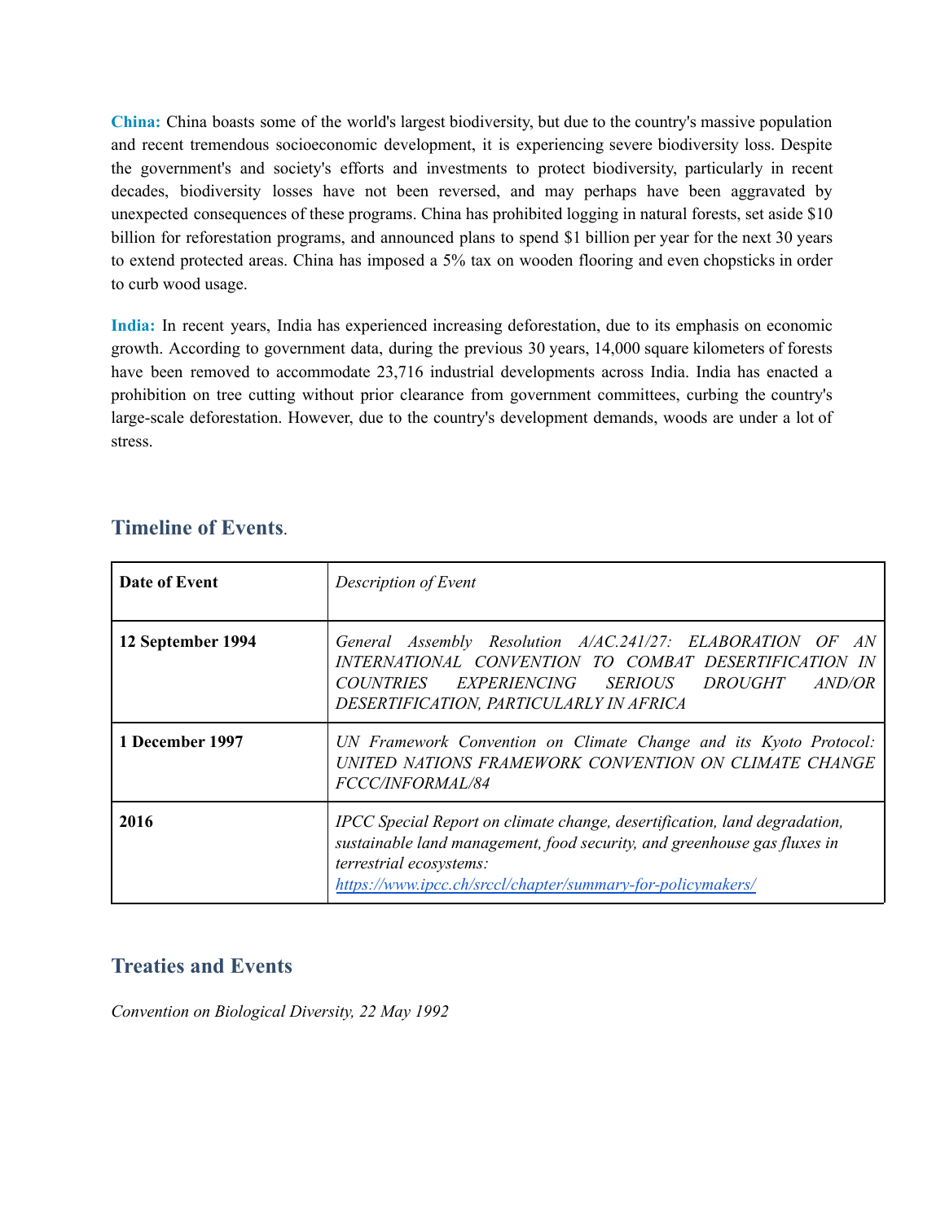**China:** China boasts some of the world's largest biodiversity, but due to the country's massive population and recent tremendous socioeconomic development, it is experiencing severe biodiversity loss. Despite the government's and society's efforts and investments to protect biodiversity, particularly in recent decades, biodiversity losses have not been reversed, and may perhaps have been aggravated by unexpected consequences of these programs. China has prohibited logging in natural forests, set aside $10 billion for reforestation programs, and announced plans to spend $1 billion per year for the next 30 years to extend protected areas. China has imposed a 5% tax on wooden flooring and even chopsticks in order to curb wood usage.

**India:** In recent years, India has experienced increasing deforestation, due to its emphasis on economic growth. According to government data, during the previous 30 years, 14,000 square kilometers of forests have been removed to accommodate 23,716 industrial developments across India. India has enacted a prohibition on tree cutting without prior clearance from government committees, curbing the country's large-scale deforestation. However, due to the country's development demands, woods are under a lot of stress.

## Timeline of Events.

| **Date of Event** | *Description of Event* |
|---|---|
| **12 September 1994** | *General Assembly Resolution A/AC.241/27: ELABORATION OF AN INTERNATIONAL CONVENTION TO COMBAT DESERTIFICATION IN COUNTRIES EXPERIENCING SERIOUS DROUGHT AND/OR DESERTIFICATION, PARTICULARLY IN AFRICA* |
| **1 December 1997** | *UN Framework Convention on Climate Change and its Kyoto Protocol: UNITED NATIONS FRAMEWORK CONVENTION ON CLIMATE CHANGE FCCC/INFORMAL/84* |
| **2016** | *IPCC Special Report on climate change, desertification, land degradation, sustainable land management, food security, and greenhouse gas fluxes in terrestrial ecosystems:* *https://www.ipcc.ch/srccl/chapter/summary-for-policymakers/* |

## Treaties and Events

*Convention on Biological Diversity, 22 May 1992*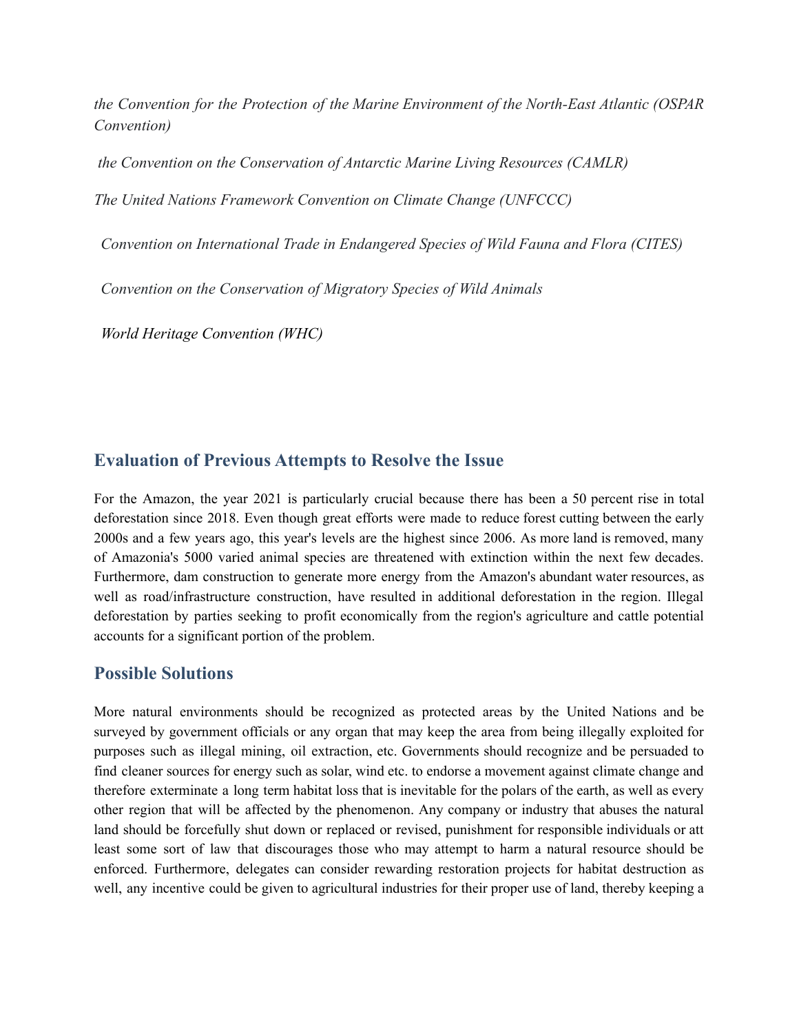*the Convention for the Protection of the Marine Environment of the North-East Atlantic (OSPAR Convention)*

*the Convention on the Conservation of Antarctic Marine Living Resources (CAMLR)*

*The United Nations Framework Convention on Climate Change (UNFCCC)*

*Convention on International Trade in Endangered Species of Wild Fauna and Flora (CITES)*

*Convention on the Conservation of Migratory Species of Wild Animals*

*World Heritage Convention (WHC)*

## Evaluation of Previous Attempts to Resolve the Issue

For the Amazon, the year 2021 is particularly crucial because there has been a 50 percent rise in total deforestation since 2018. Even though great efforts were made to reduce forest cutting between the early 2000s and a few years ago, this year's levels are the highest since 2006. As more land is removed, many of Amazonia's 5000 varied animal species are threatened with extinction within the next few decades. Furthermore, dam construction to generate more energy from the Amazon's abundant water resources, as well as road/infrastructure construction, have resulted in additional deforestation in the region. Illegal deforestation by parties seeking to profit economically from the region's agriculture and cattle potential accounts for a significant portion of the problem.

## Possible Solutions

More natural environments should be recognized as protected areas by the United Nations and be surveyed by government officials or any organ that may keep the area from being illegally exploited for purposes such as illegal mining, oil extraction, etc. Governments should recognize and be persuaded to find cleaner sources for energy such as solar, wind etc. to endorse a movement against climate change and therefore exterminate a long term habitat loss that is inevitable for the polars of the earth, as well as every other region that will be affected by the phenomenon. Any company or industry that abuses the natural land should be forcefully shut down or replaced or revised, punishment for responsible individuals or att least some sort of law that discourages those who may attempt to harm a natural resource should be enforced. Furthermore, delegates can consider rewarding restoration projects for habitat destruction as well, any incentive could be given to agricultural industries for their proper use of land, thereby keeping a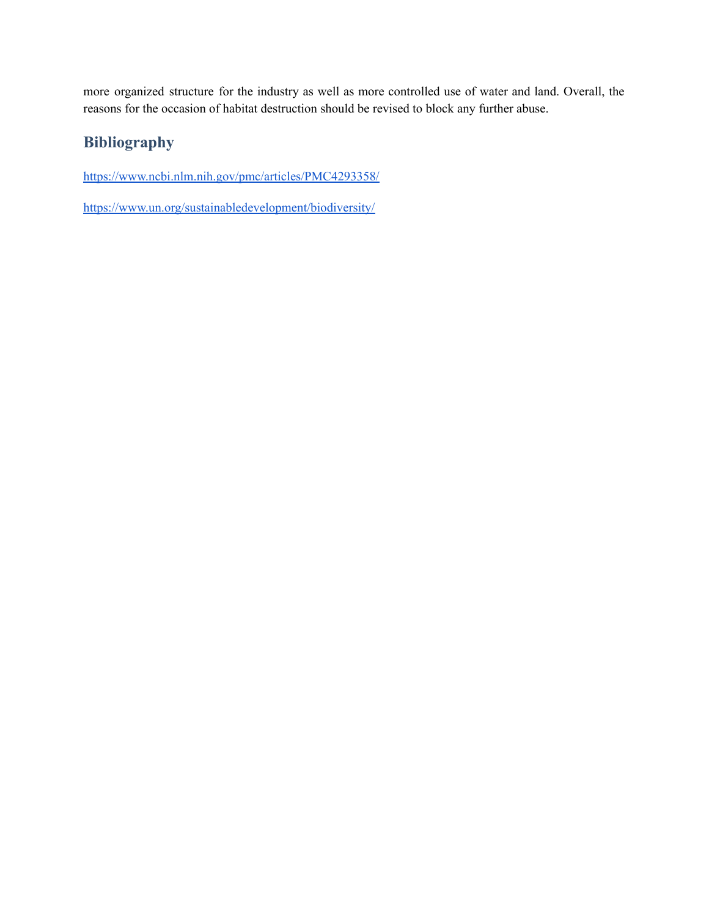more organized structure for the industry as well as more controlled use of water and land. Overall, the reasons for the occasion of habitat destruction should be revised to block any further abuse.

## Bibliography

https://www.ncbi.nlm.nih.gov/pmc/articles/PMC4293358/

https://www.un.org/sustainabledevelopment/biodiversity/